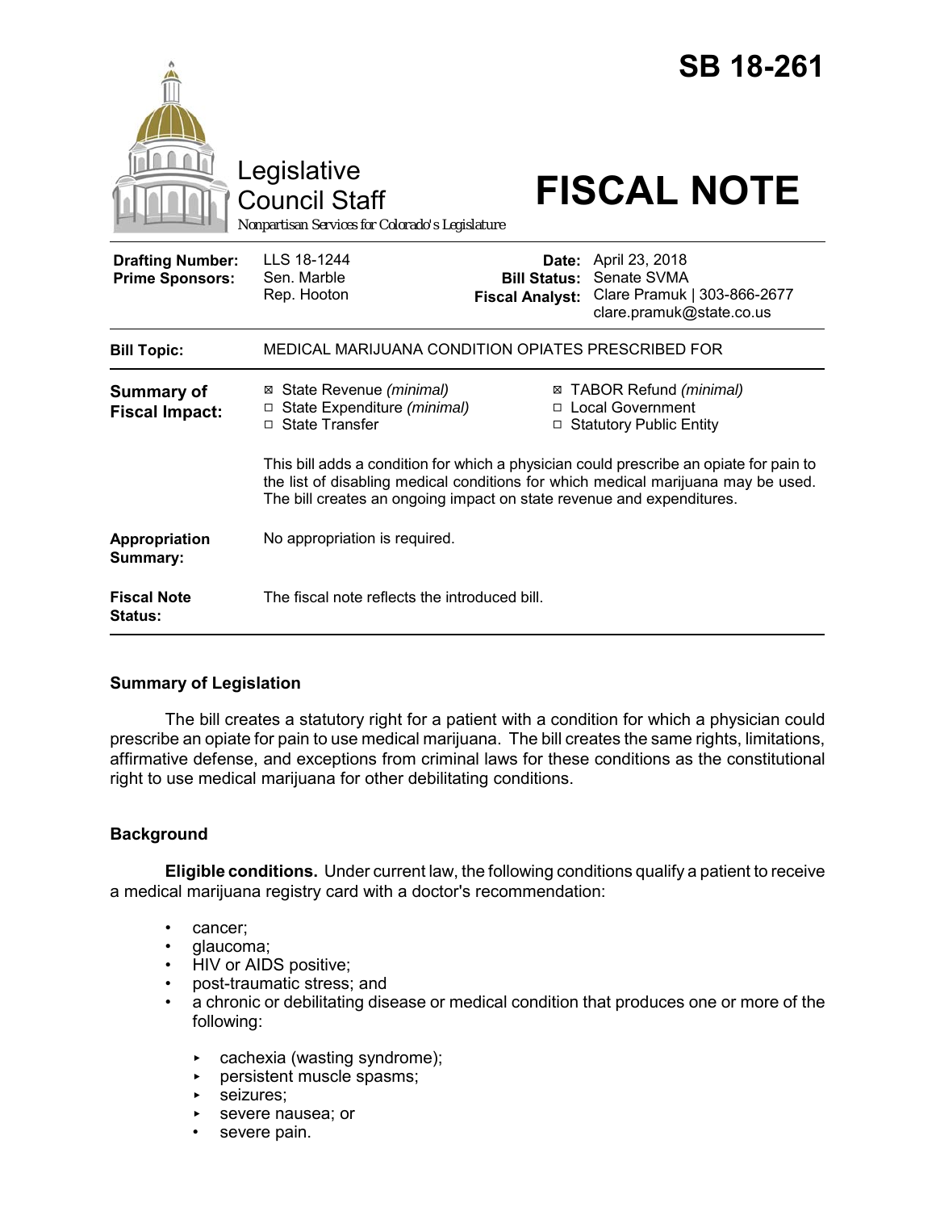# SB 18-261

Legislative Council Staff

Nonpartisan Services for Colorado's Legislature

# FISCAL NOTE

| | | | |
|---|---|---|---|
| **Drafting Number:** | LLS 18-1244 | **Date:** | April 23, 2018 |
| **Prime Sponsors:** | Sen. Marble<br>Rep. Hooton | **Bill Status:** | Senate SVMA |
| | | **Fiscal Analyst:** | Clare Pramuk \| 303-866-2677<br>clare.pramuk@state.co.us |

| | |
|---|---|
| **Bill Topic:** | MEDICAL MARIJUANA CONDITION OPIATES PRESCRIBED FOR |

**Summary of Fiscal Impact:**

- ☒ State Revenue *(minimal)*
- ☐ State Expenditure *(minimal)*
- ☐ State Transfer
- ☒ TABOR Refund *(minimal)*
- ☐ Local Government
- ☐ Statutory Public Entity

This bill adds a condition for which a physician could prescribe an opiate for pain to the list of disabling medical conditions for which medical marijuana may be used. The bill creates an ongoing impact on state revenue and expenditures.

**Appropriation Summary:** No appropriation is required.

**Fiscal Note Status:** The fiscal note reflects the introduced bill.

## Summary of Legislation

The bill creates a statutory right for a patient with a condition for which a physician could prescribe an opiate for pain to use medical marijuana. The bill creates the same rights, limitations, affirmative defense, and exceptions from criminal laws for these conditions as the constitutional right to use medical marijuana for other debilitating conditions.

## Background

**Eligible conditions.** Under current law, the following conditions qualify a patient to receive a medical marijuana registry card with a doctor's recommendation:

- cancer;
- glaucoma;
- HIV or AIDS positive;
- post-traumatic stress; and
- a chronic or debilitating disease or medical condition that produces one or more of the following:
  - cachexia (wasting syndrome);
  - persistent muscle spasms;
  - seizures;
  - severe nausea; or
  - severe pain.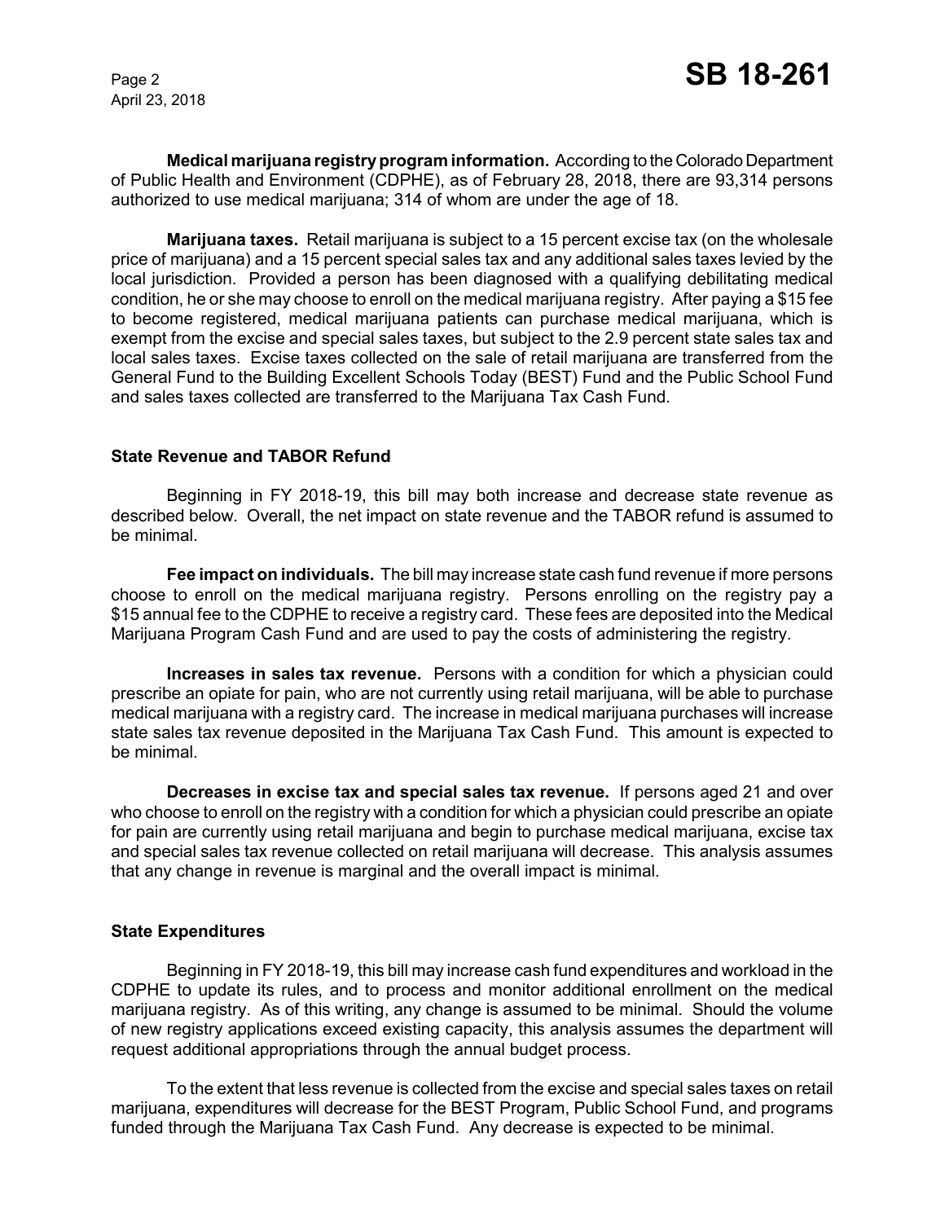**Medical marijuana registry program information.** According to the Colorado Department of Public Health and Environment (CDPHE), as of February 28, 2018, there are 93,314 persons authorized to use medical marijuana; 314 of whom are under the age of 18.

**Marijuana taxes.** Retail marijuana is subject to a 15 percent excise tax (on the wholesale price of marijuana) and a 15 percent special sales tax and any additional sales taxes levied by the local jurisdiction. Provided a person has been diagnosed with a qualifying debilitating medical condition, he or she may choose to enroll on the medical marijuana registry. After paying a $15 fee to become registered, medical marijuana patients can purchase medical marijuana, which is exempt from the excise and special sales taxes, but subject to the 2.9 percent state sales tax and local sales taxes. Excise taxes collected on the sale of retail marijuana are transferred from the General Fund to the Building Excellent Schools Today (BEST) Fund and the Public School Fund and sales taxes collected are transferred to the Marijuana Tax Cash Fund.

### State Revenue and TABOR Refund

Beginning in FY 2018-19, this bill may both increase and decrease state revenue as described below. Overall, the net impact on state revenue and the TABOR refund is assumed to be minimal.

**Fee impact on individuals.** The bill may increase state cash fund revenue if more persons choose to enroll on the medical marijuana registry. Persons enrolling on the registry pay a $15 annual fee to the CDPHE to receive a registry card. These fees are deposited into the Medical Marijuana Program Cash Fund and are used to pay the costs of administering the registry.

**Increases in sales tax revenue.** Persons with a condition for which a physician could prescribe an opiate for pain, who are not currently using retail marijuana, will be able to purchase medical marijuana with a registry card. The increase in medical marijuana purchases will increase state sales tax revenue deposited in the Marijuana Tax Cash Fund. This amount is expected to be minimal.

**Decreases in excise tax and special sales tax revenue.** If persons aged 21 and over who choose to enroll on the registry with a condition for which a physician could prescribe an opiate for pain are currently using retail marijuana and begin to purchase medical marijuana, excise tax and special sales tax revenue collected on retail marijuana will decrease. This analysis assumes that any change in revenue is marginal and the overall impact is minimal.

### State Expenditures

Beginning in FY 2018-19, this bill may increase cash fund expenditures and workload in the CDPHE to update its rules, and to process and monitor additional enrollment on the medical marijuana registry. As of this writing, any change is assumed to be minimal. Should the volume of new registry applications exceed existing capacity, this analysis assumes the department will request additional appropriations through the annual budget process.

To the extent that less revenue is collected from the excise and special sales taxes on retail marijuana, expenditures will decrease for the BEST Program, Public School Fund, and programs funded through the Marijuana Tax Cash Fund. Any decrease is expected to be minimal.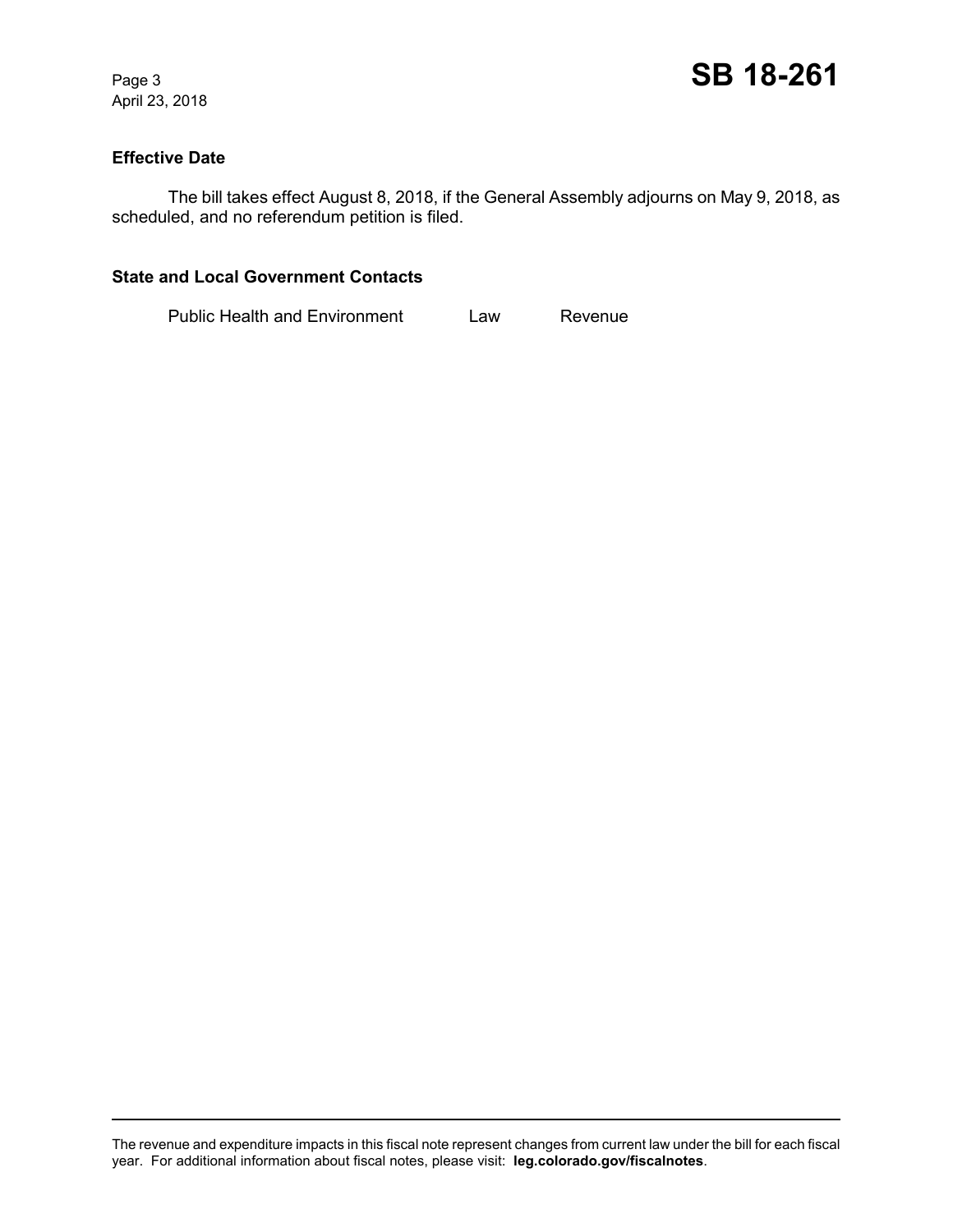## Effective Date

The bill takes effect August 8, 2018, if the General Assembly adjourns on May 9, 2018, as scheduled, and no referendum petition is filed.

## State and Local Government Contacts

Public Health and Environment    Law    Revenue

The revenue and expenditure impacts in this fiscal note represent changes from current law under the bill for each fiscal year. For additional information about fiscal notes, please visit: **leg.colorado.gov/fiscalnotes**.